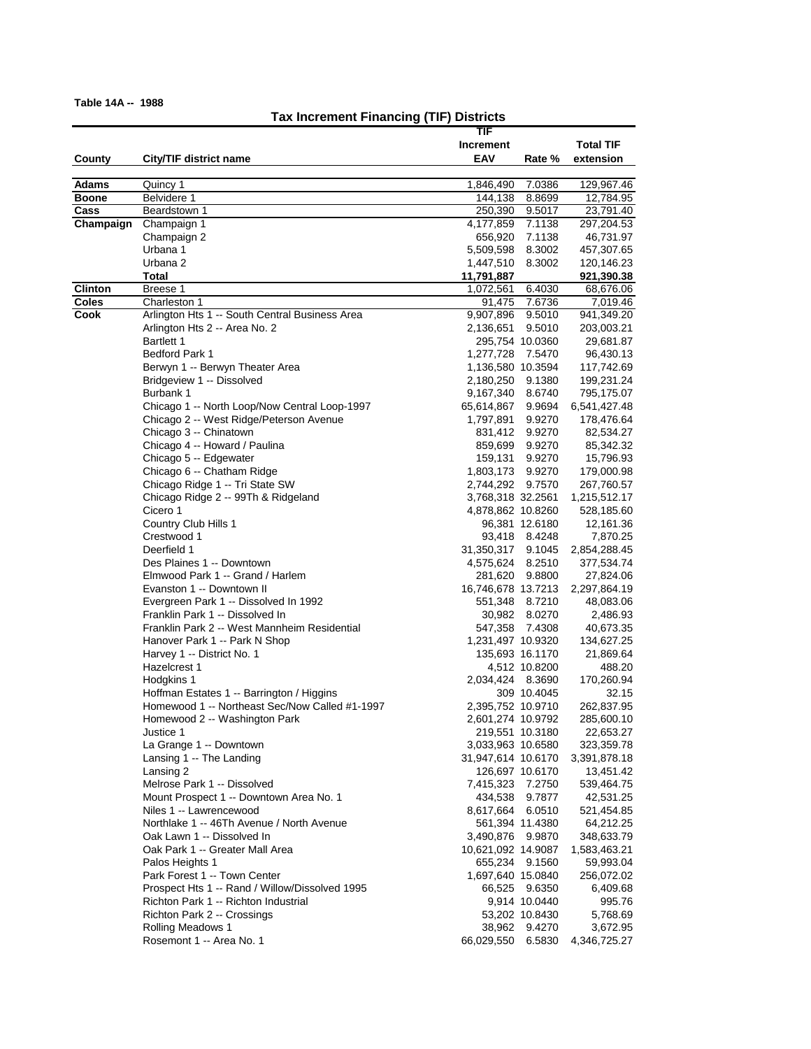**Table 14A -- 1988**

## Tax Increment Financing (TIF) Districts

| County | City/TIF district name | TIF Increment EAV | Rate % | Total TIF extension |
|---|---|---|---|---|
| **Adams** | Quincy 1 | 1,846,490 | 7.0386 | 129,967.46 |
| **Boone** | Belvidere 1 | 144,138 | 8.8699 | 12,784.95 |
| **Cass** | Beardstown 1 | 250,390 | 9.5017 | 23,791.40 |
| **Champaign** | Champaign 1 | 4,177,859 | 7.1138 | 297,204.53 |
| | Champaign 2 | 656,920 | 7.1138 | 46,731.97 |
| | Urbana 1 | 5,509,598 | 8.3002 | 457,307.65 |
| | Urbana 2 | 1,447,510 | 8.3002 | 120,146.23 |
| | **Total** | **11,791,887** | | **921,390.38** |
| **Clinton** | Breese 1 | 1,072,561 | 6.4030 | 68,676.06 |
| **Coles** | Charleston 1 | 91,475 | 7.6736 | 7,019.46 |
| **Cook** | Arlington Hts 1 -- South Central Business Area | 9,907,896 | 9.5010 | 941,349.20 |
| | Arlington Hts 2 -- Area No. 2 | 2,136,651 | 9.5010 | 203,003.21 |
| | Bartlett 1 | 295,754 | 10.0360 | 29,681.87 |
| | Bedford Park 1 | 1,277,728 | 7.5470 | 96,430.13 |
| | Berwyn 1 -- Berwyn Theater Area | 1,136,580 | 10.3594 | 117,742.69 |
| | Bridgeview 1 -- Dissolved | 2,180,250 | 9.1380 | 199,231.24 |
| | Burbank 1 | 9,167,340 | 8.6740 | 795,175.07 |
| | Chicago 1 -- North Loop/Now Central Loop-1997 | 65,614,867 | 9.9694 | 6,541,427.48 |
| | Chicago 2 -- West Ridge/Peterson Avenue | 1,797,891 | 9.9270 | 178,476.64 |
| | Chicago 3 -- Chinatown | 831,412 | 9.9270 | 82,534.27 |
| | Chicago 4 -- Howard / Paulina | 859,699 | 9.9270 | 85,342.32 |
| | Chicago 5 -- Edgewater | 159,131 | 9.9270 | 15,796.93 |
| | Chicago 6 -- Chatham Ridge | 1,803,173 | 9.9270 | 179,000.98 |
| | Chicago Ridge 1 -- Tri State SW | 2,744,292 | 9.7570 | 267,760.57 |
| | Chicago Ridge 2 -- 99Th & Ridgeland | 3,768,318 | 32.2561 | 1,215,512.17 |
| | Cicero 1 | 4,878,862 | 10.8260 | 528,185.60 |
| | Country Club Hills 1 | 96,381 | 12.6180 | 12,161.36 |
| | Crestwood 1 | 93,418 | 8.4248 | 7,870.25 |
| | Deerfield 1 | 31,350,317 | 9.1045 | 2,854,288.45 |
| | Des Plaines 1 -- Downtown | 4,575,624 | 8.2510 | 377,534.74 |
| | Elmwood Park 1 -- Grand / Harlem | 281,620 | 9.8800 | 27,824.06 |
| | Evanston 1 -- Downtown II | 16,746,678 | 13.7213 | 2,297,864.19 |
| | Evergreen Park 1 -- Dissolved In 1992 | 551,348 | 8.7210 | 48,083.06 |
| | Franklin Park 1 -- Dissolved In | 30,982 | 8.0270 | 2,486.93 |
| | Franklin Park 2 -- West Mannheim Residential | 547,358 | 7.4308 | 40,673.35 |
| | Hanover Park 1 -- Park N Shop | 1,231,497 | 10.9320 | 134,627.25 |
| | Harvey 1 -- District No. 1 | 135,693 | 16.1170 | 21,869.64 |
| | Hazelcrest 1 | 4,512 | 10.8200 | 488.20 |
| | Hodgkins 1 | 2,034,424 | 8.3690 | 170,260.94 |
| | Hoffman Estates 1 -- Barrington / Higgins | 309 | 10.4045 | 32.15 |
| | Homewood 1 -- Northeast Sec/Now Called #1-1997 | 2,395,752 | 10.9710 | 262,837.95 |
| | Homewood 2 -- Washington Park | 2,601,274 | 10.9792 | 285,600.10 |
| | Justice 1 | 219,551 | 10.3180 | 22,653.27 |
| | La Grange 1 -- Downtown | 3,033,963 | 10.6580 | 323,359.78 |
| | Lansing 1 -- The Landing | 31,947,614 | 10.6170 | 3,391,878.18 |
| | Lansing 2 | 126,697 | 10.6170 | 13,451.42 |
| | Melrose Park 1 -- Dissolved | 7,415,323 | 7.2750 | 539,464.75 |
| | Mount Prospect 1 -- Downtown Area No. 1 | 434,538 | 9.7877 | 42,531.25 |
| | Niles 1 -- Lawrencewood | 8,617,664 | 6.0510 | 521,454.85 |
| | Northlake 1 -- 46Th Avenue / North Avenue | 561,394 | 11.4380 | 64,212.25 |
| | Oak Lawn 1 -- Dissolved In | 3,490,876 | 9.9870 | 348,633.79 |
| | Oak Park 1 -- Greater Mall Area | 10,621,092 | 14.9087 | 1,583,463.21 |
| | Palos Heights 1 | 655,234 | 9.1560 | 59,993.04 |
| | Park Forest 1 -- Town Center | 1,697,640 | 15.0840 | 256,072.02 |
| | Prospect Hts 1 -- Rand / Willow/Dissolved 1995 | 66,525 | 9.6350 | 6,409.68 |
| | Richton Park 1 -- Richton Industrial | 9,914 | 10.0440 | 995.76 |
| | Richton Park 2 -- Crossings | 53,202 | 10.8430 | 5,768.69 |
| | Rolling Meadows 1 | 38,962 | 9.4270 | 3,672.95 |
| | Rosemont 1 -- Area No. 1 | 66,029,550 | 6.5830 | 4,346,725.27 |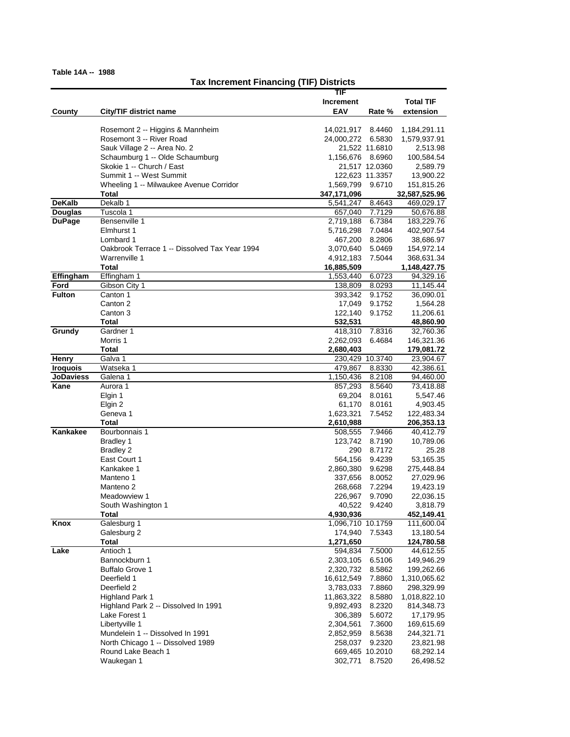**Table 14A -- 1988**

## Tax Increment Financing (TIF) Districts

| County | City/TIF district name | TIF Increment EAV | Rate % | Total TIF extension |
|---|---|---|---|---|
| | Rosemont 2 -- Higgins & Mannheim | 14,021,917 | 8.4460 | 1,184,291.11 |
| | Rosemont 3 -- River Road | 24,000,272 | 6.5830 | 1,579,937.91 |
| | Sauk Village 2 -- Area No. 2 | 21,522 | 11.6810 | 2,513.98 |
| | Schaumburg 1 -- Olde Schaumburg | 1,156,676 | 8.6960 | 100,584.54 |
| | Skokie 1 -- Church / East | 21,517 | 12.0360 | 2,589.79 |
| | Summit 1 -- West Summit | 122,623 | 11.3357 | 13,900.22 |
| | Wheeling 1 -- Milwaukee Avenue Corridor | 1,569,799 | 9.6710 | 151,815.26 |
| | **Total** | **347,171,096** | | **32,587,525.96** |
| **DeKalb** | Dekalb 1 | 5,541,247 | 8.4643 | 469,029.17 |
| **Douglas** | Tuscola 1 | 657,040 | 7.7129 | 50,676.88 |
| **DuPage** | Bensenville 1 | 2,719,188 | 6.7384 | 183,229.76 |
| | Elmhurst 1 | 5,716,298 | 7.0484 | 402,907.54 |
| | Lombard 1 | 467,200 | 8.2806 | 38,686.97 |
| | Oakbrook Terrace 1 -- Dissolved Tax Year 1994 | 3,070,640 | 5.0469 | 154,972.14 |
| | Warrenville 1 | 4,912,183 | 7.5044 | 368,631.34 |
| | **Total** | **16,885,509** | | **1,148,427.75** |
| **Effingham** | Effingham 1 | 1,553,440 | 6.0723 | 94,329.16 |
| **Ford** | Gibson City 1 | 138,809 | 8.0293 | 11,145.44 |
| **Fulton** | Canton 1 | 393,342 | 9.1752 | 36,090.01 |
| | Canton 2 | 17,049 | 9.1752 | 1,564.28 |
| | Canton 3 | 122,140 | 9.1752 | 11,206.61 |
| | **Total** | **532,531** | | **48,860.90** |
| **Grundy** | Gardner 1 | 418,310 | 7.8316 | 32,760.36 |
| | Morris 1 | 2,262,093 | 6.4684 | 146,321.36 |
| | **Total** | **2,680,403** | | **179,081.72** |
| **Henry** | Galva 1 | 230,429 | 10.3740 | 23,904.67 |
| **Iroquois** | Watseka 1 | 479,867 | 8.8330 | 42,386.61 |
| **JoDaviess** | Galena 1 | 1,150,436 | 8.2108 | 94,460.00 |
| **Kane** | Aurora 1 | 857,293 | 8.5640 | 73,418.88 |
| | Elgin 1 | 69,204 | 8.0161 | 5,547.46 |
| | Elgin 2 | 61,170 | 8.0161 | 4,903.45 |
| | Geneva 1 | 1,623,321 | 7.5452 | 122,483.34 |
| | **Total** | **2,610,988** | | **206,353.13** |
| **Kankakee** | Bourbonnais 1 | 508,555 | 7.9466 | 40,412.79 |
| | Bradley 1 | 123,742 | 8.7190 | 10,789.06 |
| | Bradley 2 | 290 | 8.7172 | 25.28 |
| | East Court 1 | 564,156 | 9.4239 | 53,165.35 |
| | Kankakee 1 | 2,860,380 | 9.6298 | 275,448.84 |
| | Manteno 1 | 337,656 | 8.0052 | 27,029.96 |
| | Manteno 2 | 268,668 | 7.2294 | 19,423.19 |
| | Meadowview 1 | 226,967 | 9.7090 | 22,036.15 |
| | South Washington 1 | 40,522 | 9.4240 | 3,818.79 |
| | **Total** | **4,930,936** | | **452,149.41** |
| **Knox** | Galesburg 1 | 1,096,710 | 10.1759 | 111,600.04 |
| | Galesburg 2 | 174,940 | 7.5343 | 13,180.54 |
| | **Total** | **1,271,650** | | **124,780.58** |
| **Lake** | Antioch 1 | 594,834 | 7.5000 | 44,612.55 |
| | Bannockburn 1 | 2,303,105 | 6.5106 | 149,946.29 |
| | Buffalo Grove 1 | 2,320,732 | 8.5862 | 199,262.66 |
| | Deerfield 1 | 16,612,549 | 7.8860 | 1,310,065.62 |
| | Deerfield 2 | 3,783,033 | 7.8860 | 298,329.99 |
| | Highland Park 1 | 11,863,322 | 8.5880 | 1,018,822.10 |
| | Highland Park 2 -- Dissolved In 1991 | 9,892,493 | 8.2320 | 814,348.73 |
| | Lake Forest 1 | 306,389 | 5.6072 | 17,179.95 |
| | Libertyville 1 | 2,304,561 | 7.3600 | 169,615.69 |
| | Mundelein 1 -- Dissolved In 1991 | 2,852,959 | 8.5638 | 244,321.71 |
| | North Chicago 1 -- Dissolved 1989 | 258,037 | 9.2320 | 23,821.98 |
| | Round Lake Beach 1 | 669,465 | 10.2010 | 68,292.14 |
| | Waukegan 1 | 302,771 | 8.7520 | 26,498.52 |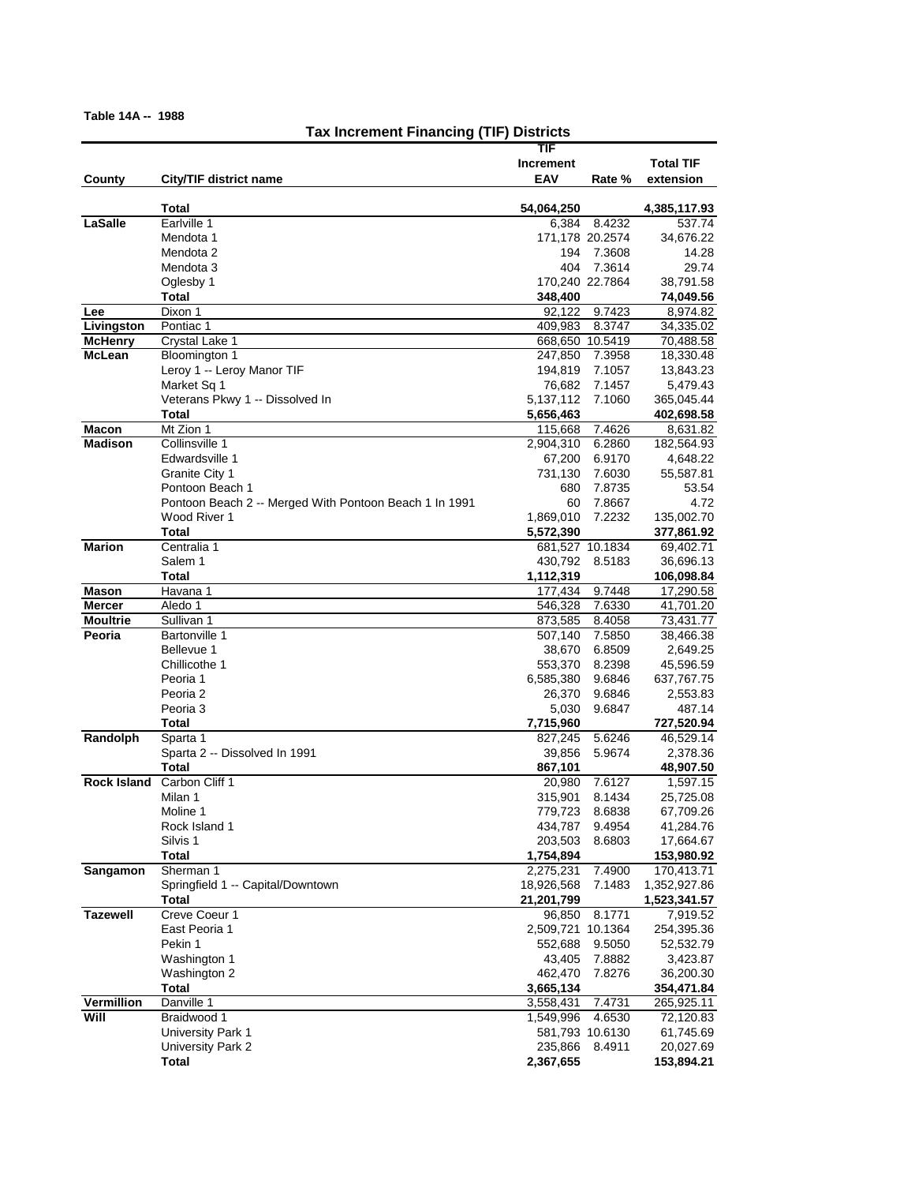**Table 14A -- 1988**

## Tax Increment Financing (TIF) Districts

| County | City/TIF district name | TIF Increment EAV | Rate % | Total TIF extension |
|---|---|---|---|---|
| | **Total** | **54,064,250** | | **4,385,117.93** |
| **LaSalle** | Earlville 1 | 6,384 | 8.4232 | 537.74 |
| | Mendota 1 | 171,178 | 20.2574 | 34,676.22 |
| | Mendota 2 | 194 | 7.3608 | 14.28 |
| | Mendota 3 | 404 | 7.3614 | 29.74 |
| | Oglesby 1 | 170,240 | 22.7864 | 38,791.58 |
| | **Total** | **348,400** | | **74,049.56** |
| **Lee** | Dixon 1 | 92,122 | 9.7423 | 8,974.82 |
| **Livingston** | Pontiac 1 | 409,983 | 8.3747 | 34,335.02 |
| **McHenry** | Crystal Lake 1 | 668,650 | 10.5419 | 70,488.58 |
| **McLean** | Bloomington 1 | 247,850 | 7.3958 | 18,330.48 |
| | Leroy 1 -- Leroy Manor TIF | 194,819 | 7.1057 | 13,843.23 |
| | Market Sq 1 | 76,682 | 7.1457 | 5,479.43 |
| | Veterans Pkwy 1 -- Dissolved In | 5,137,112 | 7.1060 | 365,045.44 |
| | **Total** | **5,656,463** | | **402,698.58** |
| **Macon** | Mt Zion 1 | 115,668 | 7.4626 | 8,631.82 |
| **Madison** | Collinsville 1 | 2,904,310 | 6.2860 | 182,564.93 |
| | Edwardsville 1 | 67,200 | 6.9170 | 4,648.22 |
| | Granite City 1 | 731,130 | 7.6030 | 55,587.81 |
| | Pontoon Beach 1 | 680 | 7.8735 | 53.54 |
| | Pontoon Beach 2 -- Merged With Pontoon Beach 1 In 1991 | 60 | 7.8667 | 4.72 |
| | Wood River 1 | 1,869,010 | 7.2232 | 135,002.70 |
| | **Total** | **5,572,390** | | **377,861.92** |
| **Marion** | Centralia 1 | 681,527 | 10.1834 | 69,402.71 |
| | Salem 1 | 430,792 | 8.5183 | 36,696.13 |
| | **Total** | **1,112,319** | | **106,098.84** |
| **Mason** | Havana 1 | 177,434 | 9.7448 | 17,290.58 |
| **Mercer** | Aledo 1 | 546,328 | 7.6330 | 41,701.20 |
| **Moultrie** | Sullivan 1 | 873,585 | 8.4058 | 73,431.77 |
| **Peoria** | Bartonville 1 | 507,140 | 7.5850 | 38,466.38 |
| | Bellevue 1 | 38,670 | 6.8509 | 2,649.25 |
| | Chillicothe 1 | 553,370 | 8.2398 | 45,596.59 |
| | Peoria 1 | 6,585,380 | 9.6846 | 637,767.75 |
| | Peoria 2 | 26,370 | 9.6846 | 2,553.83 |
| | Peoria 3 | 5,030 | 9.6847 | 487.14 |
| | **Total** | **7,715,960** | | **727,520.94** |
| **Randolph** | Sparta 1 | 827,245 | 5.6246 | 46,529.14 |
| | Sparta 2 -- Dissolved In 1991 | 39,856 | 5.9674 | 2,378.36 |
| | **Total** | **867,101** | | **48,907.50** |
| **Rock Island** | Carbon Cliff 1 | 20,980 | 7.6127 | 1,597.15 |
| | Milan 1 | 315,901 | 8.1434 | 25,725.08 |
| | Moline 1 | 779,723 | 8.6838 | 67,709.26 |
| | Rock Island 1 | 434,787 | 9.4954 | 41,284.76 |
| | Silvis 1 | 203,503 | 8.6803 | 17,664.67 |
| | **Total** | **1,754,894** | | **153,980.92** |
| **Sangamon** | Sherman 1 | 2,275,231 | 7.4900 | 170,413.71 |
| | Springfield 1 -- Capital/Downtown | 18,926,568 | 7.1483 | 1,352,927.86 |
| | **Total** | **21,201,799** | | **1,523,341.57** |
| **Tazewell** | Creve Coeur 1 | 96,850 | 8.1771 | 7,919.52 |
| | East Peoria 1 | 2,509,721 | 10.1364 | 254,395.36 |
| | Pekin 1 | 552,688 | 9.5050 | 52,532.79 |
| | Washington 1 | 43,405 | 7.8882 | 3,423.87 |
| | Washington 2 | 462,470 | 7.8276 | 36,200.30 |
| | **Total** | **3,665,134** | | **354,471.84** |
| **Vermillion** | Danville 1 | 3,558,431 | 7.4731 | 265,925.11 |
| **Will** | Braidwood 1 | 1,549,996 | 4.6530 | 72,120.83 |
| | University Park 1 | 581,793 | 10.6130 | 61,745.69 |
| | University Park 2 | 235,866 | 8.4911 | 20,027.69 |
| | **Total** | **2,367,655** | | **153,894.21** |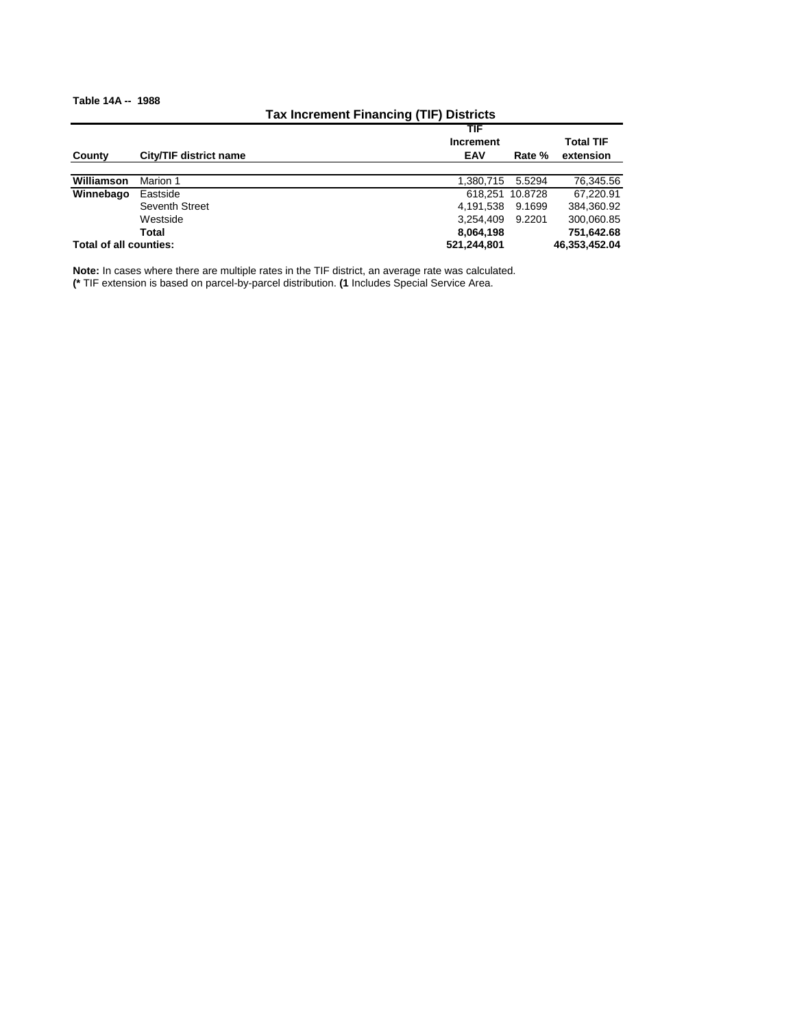**Table 14A -- 1988**

## Tax Increment Financing (TIF) Districts

| County | City/TIF district name | TIF Increment EAV | Rate % | Total TIF extension |
|---|---|---|---|---|
| **Williamson** | Marion 1 | 1,380,715 | 5.5294 | 76,345.56 |
| **Winnebago** | Eastside | 618,251 | 10.8728 | 67,220.91 |
| | Seventh Street | 4,191,538 | 9.1699 | 384,360.92 |
| | Westside | 3,254,409 | 9.2201 | 300,060.85 |
| | **Total** | **8,064,198** | | **751,642.68** |
| **Total of all counties:** | | **521,244,801** | | **46,353,452.04** |

**Note:** In cases where there are multiple rates in the TIF district, an average rate was calculated.
**(*** TIF extension is based on parcel-by-parcel distribution. **(1** Includes Special Service Area.